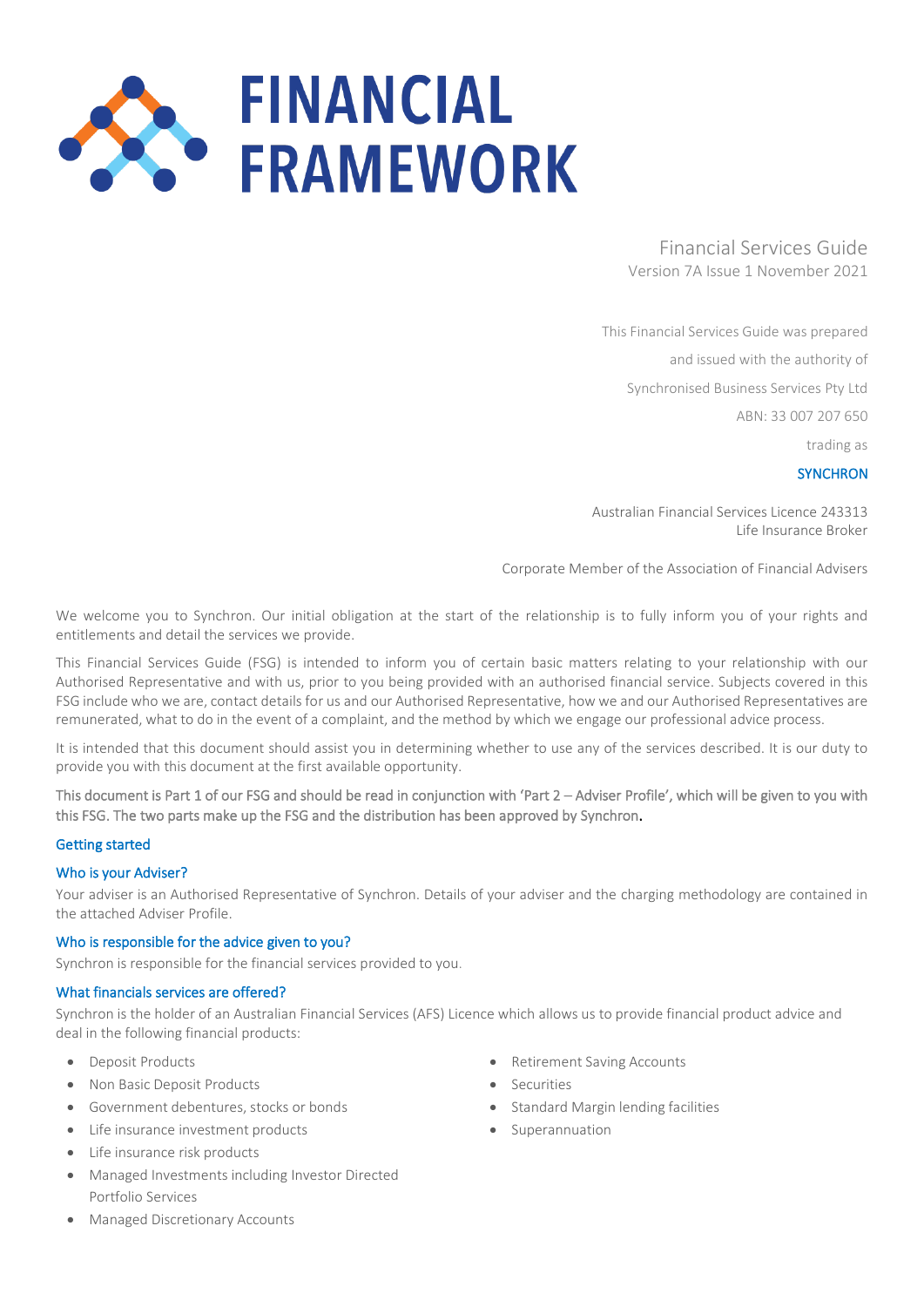# FINANCIAL FRAMEWORK

Financial Services Guide
Version 7A Issue 1 November 2021

This Financial Services Guide was prepared
and issued with the authority of
Synchronised Business Services Pty Ltd
ABN: 33 007 207 650
trading as
SYNCHRON

Australian Financial Services Licence 243313
Life Insurance Broker

Corporate Member of the Association of Financial Advisers

We welcome you to Synchron. Our initial obligation at the start of the relationship is to fully inform you of your rights and entitlements and detail the services we provide.

This Financial Services Guide (FSG) is intended to inform you of certain basic matters relating to your relationship with our Authorised Representative and with us, prior to you being provided with an authorised financial service. Subjects covered in this FSG include who we are, contact details for us and our Authorised Representative, how we and our Authorised Representatives are remunerated, what to do in the event of a complaint, and the method by which we engage our professional advice process.

It is intended that this document should assist you in determining whether to use any of the services described. It is our duty to provide you with this document at the first available opportunity.

This document is Part 1 of our FSG and should be read in conjunction with 'Part 2 – Adviser Profile', which will be given to you with this FSG. The two parts make up the FSG and the distribution has been approved by Synchron.

## Getting started

### Who is your Adviser?

Your adviser is an Authorised Representative of Synchron. Details of your adviser and the charging methodology are contained in the attached Adviser Profile.

### Who is responsible for the advice given to you?

Synchron is responsible for the financial services provided to you.

### What financials services are offered?

Synchron is the holder of an Australian Financial Services (AFS) Licence which allows us to provide financial product advice and deal in the following financial products:

- Deposit Products
- Non Basic Deposit Products
- Government debentures, stocks or bonds
- Life insurance investment products
- Life insurance risk products
- Managed Investments including Investor Directed Portfolio Services
- Managed Discretionary Accounts
- Retirement Saving Accounts
- Securities
- Standard Margin lending facilities
- Superannuation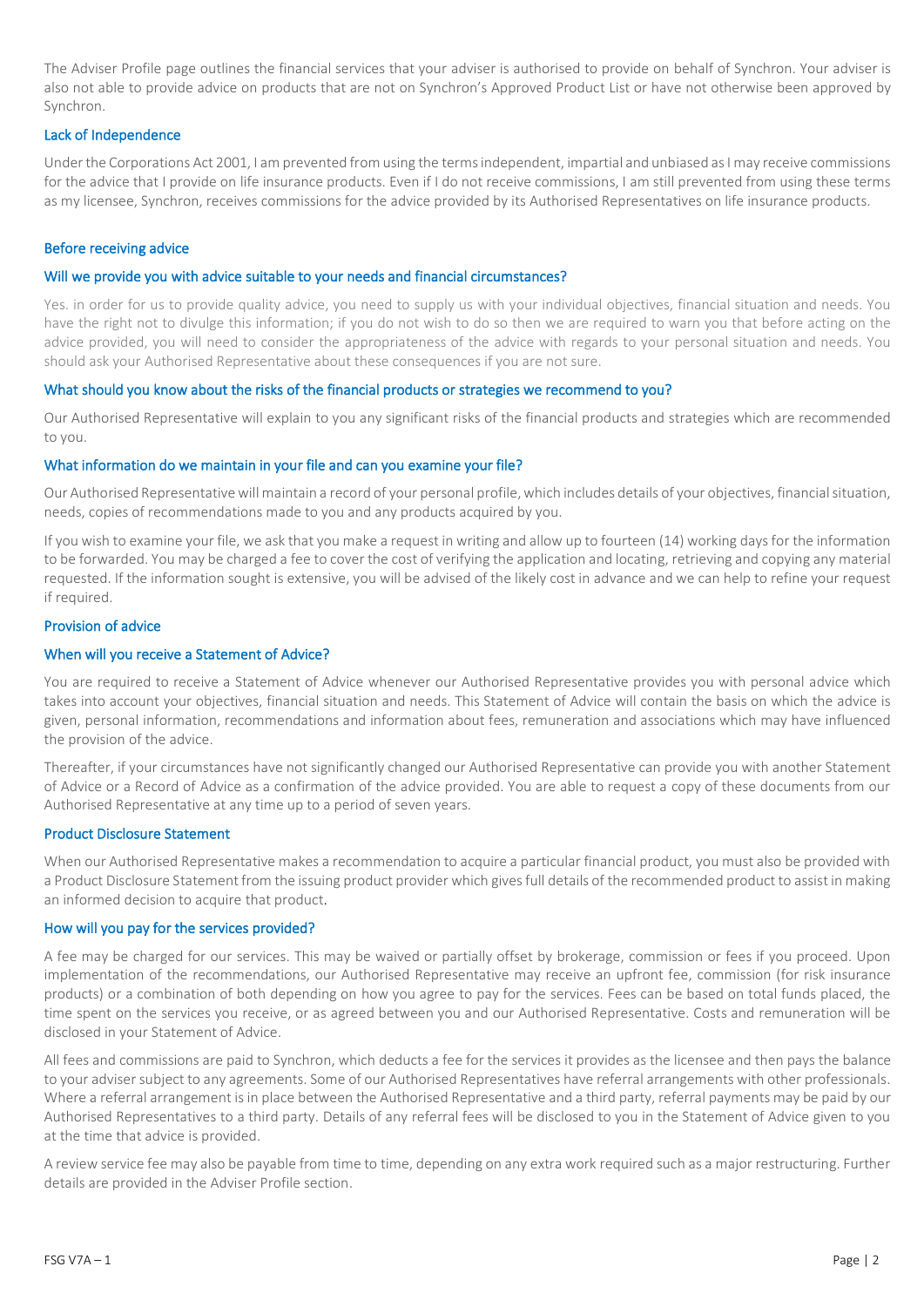The Adviser Profile page outlines the financial services that your adviser is authorised to provide on behalf of Synchron. Your adviser is also not able to provide advice on products that are not on Synchron's Approved Product List or have not otherwise been approved by Synchron.

### Lack of Independence

Under the Corporations Act 2001, I am prevented from using the terms independent, impartial and unbiased as I may receive commissions for the advice that I provide on life insurance products. Even if I do not receive commissions, I am still prevented from using these terms as my licensee, Synchron, receives commissions for the advice provided by its Authorised Representatives on life insurance products.

## Before receiving advice

### Will we provide you with advice suitable to your needs and financial circumstances?

Yes. in order for us to provide quality advice, you need to supply us with your individual objectives, financial situation and needs. You have the right not to divulge this information; if you do not wish to do so then we are required to warn you that before acting on the advice provided, you will need to consider the appropriateness of the advice with regards to your personal situation and needs. You should ask your Authorised Representative about these consequences if you are not sure.

### What should you know about the risks of the financial products or strategies we recommend to you?

Our Authorised Representative will explain to you any significant risks of the financial products and strategies which are recommended to you.

### What information do we maintain in your file and can you examine your file?

Our Authorised Representative will maintain a record of your personal profile, which includes details of your objectives, financial situation, needs, copies of recommendations made to you and any products acquired by you.

If you wish to examine your file, we ask that you make a request in writing and allow up to fourteen (14) working days for the information to be forwarded. You may be charged a fee to cover the cost of verifying the application and locating, retrieving and copying any material requested. If the information sought is extensive, you will be advised of the likely cost in advance and we can help to refine your request if required.

## Provision of advice

### When will you receive a Statement of Advice?

You are required to receive a Statement of Advice whenever our Authorised Representative provides you with personal advice which takes into account your objectives, financial situation and needs. This Statement of Advice will contain the basis on which the advice is given, personal information, recommendations and information about fees, remuneration and associations which may have influenced the provision of the advice.

Thereafter, if your circumstances have not significantly changed our Authorised Representative can provide you with another Statement of Advice or a Record of Advice as a confirmation of the advice provided. You are able to request a copy of these documents from our Authorised Representative at any time up to a period of seven years.

### Product Disclosure Statement

When our Authorised Representative makes a recommendation to acquire a particular financial product, you must also be provided with a Product Disclosure Statement from the issuing product provider which gives full details of the recommended product to assist in making an informed decision to acquire that product.

### How will you pay for the services provided?

A fee may be charged for our services. This may be waived or partially offset by brokerage, commission or fees if you proceed. Upon implementation of the recommendations, our Authorised Representative may receive an upfront fee, commission (for risk insurance products) or a combination of both depending on how you agree to pay for the services. Fees can be based on total funds placed, the time spent on the services you receive, or as agreed between you and our Authorised Representative. Costs and remuneration will be disclosed in your Statement of Advice.

All fees and commissions are paid to Synchron, which deducts a fee for the services it provides as the licensee and then pays the balance to your adviser subject to any agreements. Some of our Authorised Representatives have referral arrangements with other professionals. Where a referral arrangement is in place between the Authorised Representative and a third party, referral payments may be paid by our Authorised Representatives to a third party. Details of any referral fees will be disclosed to you in the Statement of Advice given to you at the time that advice is provided.

A review service fee may also be payable from time to time, depending on any extra work required such as a major restructuring. Further details are provided in the Adviser Profile section.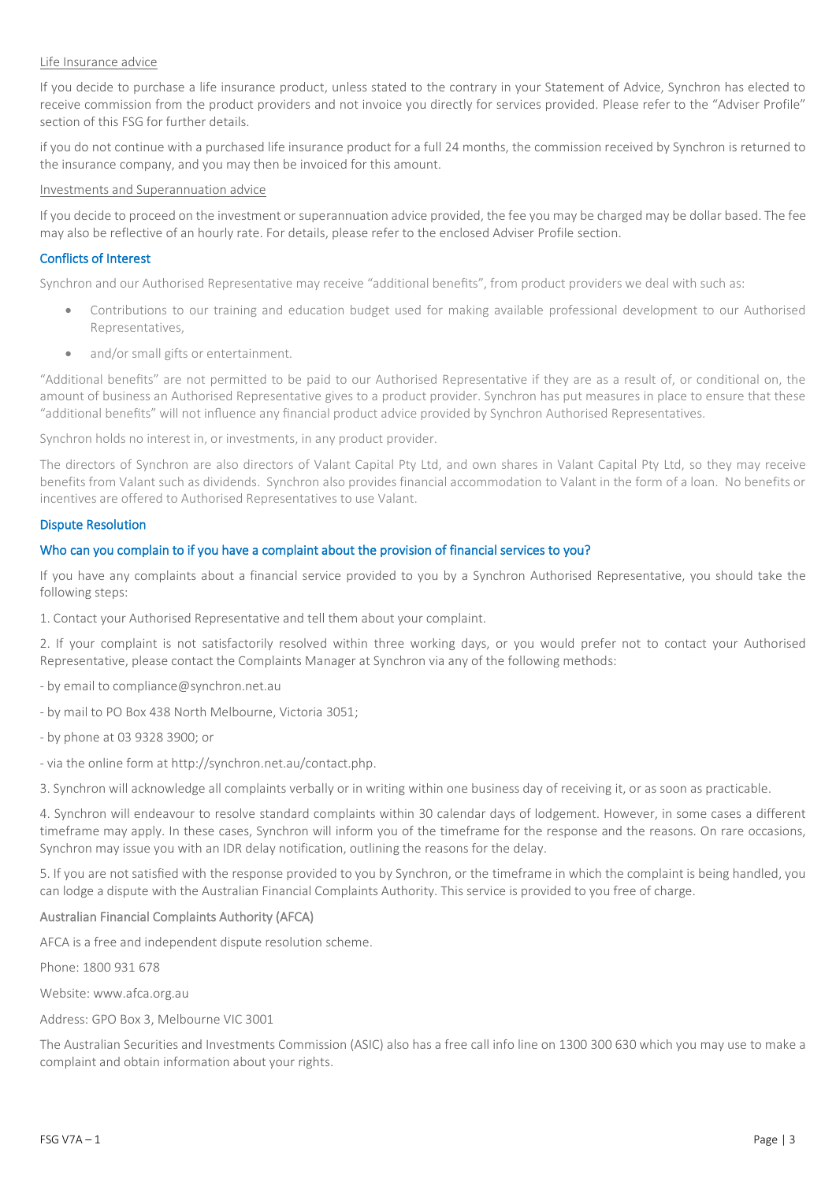Life Insurance advice

If you decide to purchase a life insurance product, unless stated to the contrary in your Statement of Advice, Synchron has elected to receive commission from the product providers and not invoice you directly for services provided. Please refer to the "Adviser Profile" section of this FSG for further details.

if you do not continue with a purchased life insurance product for a full 24 months, the commission received by Synchron is returned to the insurance company, and you may then be invoiced for this amount.

Investments and Superannuation advice

If you decide to proceed on the investment or superannuation advice provided, the fee you may be charged may be dollar based. The fee may also be reflective of an hourly rate. For details, please refer to the enclosed Adviser Profile section.

## Conflicts of Interest

Synchron and our Authorised Representative may receive "additional benefits", from product providers we deal with such as:

- Contributions to our training and education budget used for making available professional development to our Authorised Representatives,
- and/or small gifts or entertainment.

"Additional benefits" are not permitted to be paid to our Authorised Representative if they are as a result of, or conditional on, the amount of business an Authorised Representative gives to a product provider. Synchron has put measures in place to ensure that these "additional benefits" will not influence any financial product advice provided by Synchron Authorised Representatives.

Synchron holds no interest in, or investments, in any product provider.

The directors of Synchron are also directors of Valant Capital Pty Ltd, and own shares in Valant Capital Pty Ltd, so they may receive benefits from Valant such as dividends. Synchron also provides financial accommodation to Valant in the form of a loan. No benefits or incentives are offered to Authorised Representatives to use Valant.

## Dispute Resolution

### Who can you complain to if you have a complaint about the provision of financial services to you?

If you have any complaints about a financial service provided to you by a Synchron Authorised Representative, you should take the following steps:

1. Contact your Authorised Representative and tell them about your complaint.

2. If your complaint is not satisfactorily resolved within three working days, or you would prefer not to contact your Authorised Representative, please contact the Complaints Manager at Synchron via any of the following methods:

- by email to compliance@synchron.net.au

- by mail to PO Box 438 North Melbourne, Victoria 3051;

- by phone at 03 9328 3900; or

- via the online form at http://synchron.net.au/contact.php.

3. Synchron will acknowledge all complaints verbally or in writing within one business day of receiving it, or as soon as practicable.

4. Synchron will endeavour to resolve standard complaints within 30 calendar days of lodgement. However, in some cases a different timeframe may apply. In these cases, Synchron will inform you of the timeframe for the response and the reasons. On rare occasions, Synchron may issue you with an IDR delay notification, outlining the reasons for the delay.

5. If you are not satisfied with the response provided to you by Synchron, or the timeframe in which the complaint is being handled, you can lodge a dispute with the Australian Financial Complaints Authority. This service is provided to you free of charge.

Australian Financial Complaints Authority (AFCA)

AFCA is a free and independent dispute resolution scheme.

Phone: 1800 931 678

Website: www.afca.org.au

Address: GPO Box 3, Melbourne VIC 3001

The Australian Securities and Investments Commission (ASIC) also has a free call info line on 1300 300 630 which you may use to make a complaint and obtain information about your rights.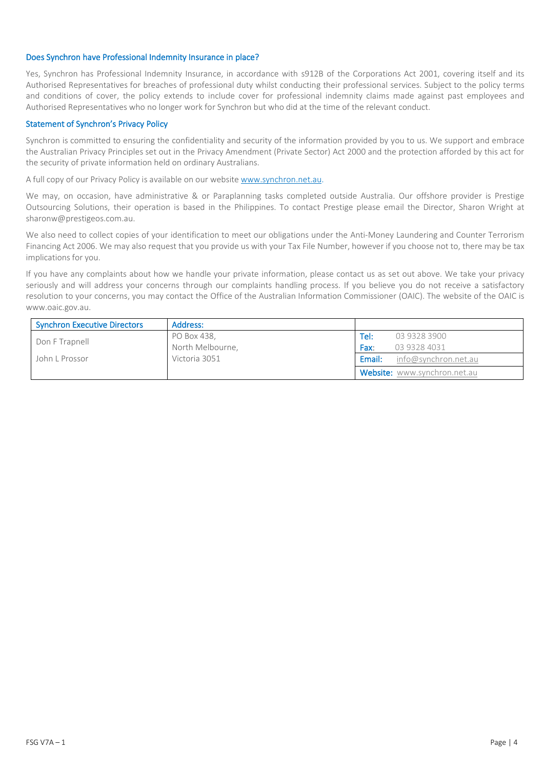### Does Synchron have Professional Indemnity Insurance in place?

Yes, Synchron has Professional Indemnity Insurance, in accordance with s912B of the Corporations Act 2001, covering itself and its Authorised Representatives for breaches of professional duty whilst conducting their professional services. Subject to the policy terms and conditions of cover, the policy extends to include cover for professional indemnity claims made against past employees and Authorised Representatives who no longer work for Synchron but who did at the time of the relevant conduct.

### Statement of Synchron's Privacy Policy

Synchron is committed to ensuring the confidentiality and security of the information provided by you to us. We support and embrace the Australian Privacy Principles set out in the Privacy Amendment (Private Sector) Act 2000 and the protection afforded by this act for the security of private information held on ordinary Australians.

A full copy of our Privacy Policy is available on our website www.synchron.net.au.

We may, on occasion, have administrative & or Paraplanning tasks completed outside Australia. Our offshore provider is Prestige Outsourcing Solutions, their operation is based in the Philippines. To contact Prestige please email the Director, Sharon Wright at sharonw@prestigeos.com.au.

We also need to collect copies of your identification to meet our obligations under the Anti-Money Laundering and Counter Terrorism Financing Act 2006. We may also request that you provide us with your Tax File Number, however if you choose not to, there may be tax implications for you.

If you have any complaints about how we handle your private information, please contact us as set out above. We take your privacy seriously and will address your concerns through our complaints handling process. If you believe you do not receive a satisfactory resolution to your concerns, you may contact the Office of the Australian Information Commissioner (OAIC). The website of the OAIC is www.oaic.gov.au.

| Synchron Executive Directors | Address: | |
|---|---|---|
| Don F Trapnell<br>John L Prossor | PO Box 438,<br>North Melbourne,<br>Victoria 3051 | **Tel:** 03 9328 3900<br>**Fax:** 03 9328 4031<br>**Email:** info@synchron.net.au<br>**Website:** www.synchron.net.au |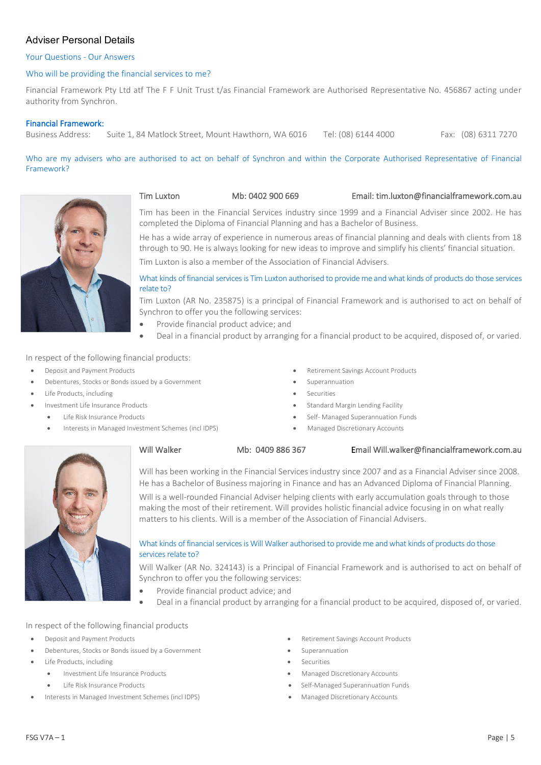## Adviser Personal Details

### Your Questions - Our Answers

### Who will be providing the financial services to me?

Financial Framework Pty Ltd atf The F F Unit Trust t/as Financial Framework are Authorised Representative No. 456867 acting under authority from Synchron.

**Financial Framework:**

Business Address: Suite 1, 84 Matlock Street, Mount Hawthorn, WA 6016 Tel: (08) 6144 4000 Fax: (08) 6311 7270

### Who are my advisers who are authorised to act on behalf of Synchron and within the Corporate Authorised Representative of Financial Framework?

Tim Luxton Mb: 0402 900 669 Email: tim.luxton@financialframework.com.au

Tim has been in the Financial Services industry since 1999 and a Financial Adviser since 2002. He has completed the Diploma of Financial Planning and has a Bachelor of Business.

He has a wide array of experience in numerous areas of financial planning and deals with clients from 18 through to 90. He is always looking for new ideas to improve and simplify his clients' financial situation.

Tim Luxton is also a member of the Association of Financial Advisers.

#### What kinds of financial services is Tim Luxton authorised to provide me and what kinds of products do those services relate to?

Tim Luxton (AR No. 235875) is a principal of Financial Framework and is authorised to act on behalf of Synchron to offer you the following services:

- Provide financial product advice; and
- Deal in a financial product by arranging for a financial product to be acquired, disposed of, or varied.

In respect of the following financial products:

- Deposit and Payment Products
- Debentures, Stocks or Bonds issued by a Government
- Life Products, including
- Investment Life Insurance Products
  - Life Risk Insurance Products
  - Interests in Managed Investment Schemes (incl IDPS)
- Retirement Savings Account Products
- Superannuation
- Securities
- Standard Margin Lending Facility
- Self- Managed Superannuation Funds
- Managed Discretionary Accounts

Will Walker Mb: 0409 886 367 Email Will.walker@financialframework.com.au

Will has been working in the Financial Services industry since 2007 and as a Financial Adviser since 2008. He has a Bachelor of Business majoring in Finance and has an Advanced Diploma of Financial Planning.

Will is a well-rounded Financial Adviser helping clients with early accumulation goals through to those making the most of their retirement. Will provides holistic financial advice focusing in on what really matters to his clients. Will is a member of the Association of Financial Advisers.

#### What kinds of financial services is Will Walker authorised to provide me and what kinds of products do those services relate to?

Will Walker (AR No. 324143) is a Principal of Financial Framework and is authorised to act on behalf of Synchron to offer you the following services:

- Provide financial product advice; and
- Deal in a financial product by arranging for a financial product to be acquired, disposed of, or varied.

In respect of the following financial products

- Deposit and Payment Products
- Debentures, Stocks or Bonds issued by a Government
- Life Products, including
  - Investment Life Insurance Products
  - Life Risk Insurance Products
- Interests in Managed Investment Schemes (incl IDPS)
- Retirement Savings Account Products
- Superannuation
- Securities
- Managed Discretionary Accounts
- Self-Managed Superannuation Funds
- Managed Discretionary Accounts

FSG V7A – 1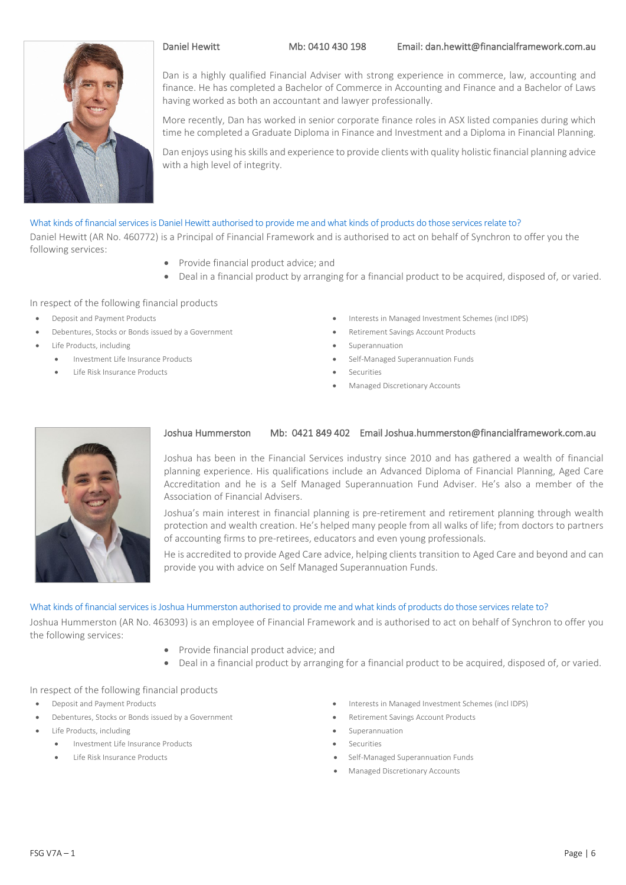Daniel Hewitt Mb: 0410 430 198 Email: dan.hewitt@financialframework.com.au

Dan is a highly qualified Financial Adviser with strong experience in commerce, law, accounting and finance. He has completed a Bachelor of Commerce in Accounting and Finance and a Bachelor of Laws having worked as both an accountant and lawyer professionally.

More recently, Dan has worked in senior corporate finance roles in ASX listed companies during which time he completed a Graduate Diploma in Finance and Investment and a Diploma in Financial Planning.

Dan enjoys using his skills and experience to provide clients with quality holistic financial planning advice with a high level of integrity.

### What kinds of financial services is Daniel Hewitt authorised to provide me and what kinds of products do those services relate to?

Daniel Hewitt (AR No. 460772) is a Principal of Financial Framework and is authorised to act on behalf of Synchron to offer you the following services:

- Provide financial product advice; and
- Deal in a financial product by arranging for a financial product to be acquired, disposed of, or varied.

In respect of the following financial products

- Deposit and Payment Products
- Debentures, Stocks or Bonds issued by a Government
- Life Products, including
  - Investment Life Insurance Products
  - Life Risk Insurance Products
- Interests in Managed Investment Schemes (incl IDPS)
- Retirement Savings Account Products
- Superannuation
- Self-Managed Superannuation Funds
- Securities
- Managed Discretionary Accounts

Joshua Hummerston Mb: 0421 849 402 Email Joshua.hummerston@financialframework.com.au

Joshua has been in the Financial Services industry since 2010 and has gathered a wealth of financial planning experience. His qualifications include an Advanced Diploma of Financial Planning, Aged Care Accreditation and he is a Self Managed Superannuation Fund Adviser. He's also a member of the Association of Financial Advisers.

Joshua's main interest in financial planning is pre-retirement and retirement planning through wealth protection and wealth creation. He's helped many people from all walks of life; from doctors to partners of accounting firms to pre-retirees, educators and even young professionals.

He is accredited to provide Aged Care advice, helping clients transition to Aged Care and beyond and can provide you with advice on Self Managed Superannuation Funds.

### What kinds of financial services is Joshua Hummerston authorised to provide me and what kinds of products do those services relate to?

Joshua Hummerston (AR No. 463093) is an employee of Financial Framework and is authorised to act on behalf of Synchron to offer you the following services:

- Provide financial product advice; and
- Deal in a financial product by arranging for a financial product to be acquired, disposed of, or varied.

In respect of the following financial products

- Deposit and Payment Products
- Debentures, Stocks or Bonds issued by a Government
- Life Products, including
  - Investment Life Insurance Products
  - Life Risk Insurance Products
- Interests in Managed Investment Schemes (incl IDPS)
- Retirement Savings Account Products
- Superannuation
- Securities
- Self-Managed Superannuation Funds
- Managed Discretionary Accounts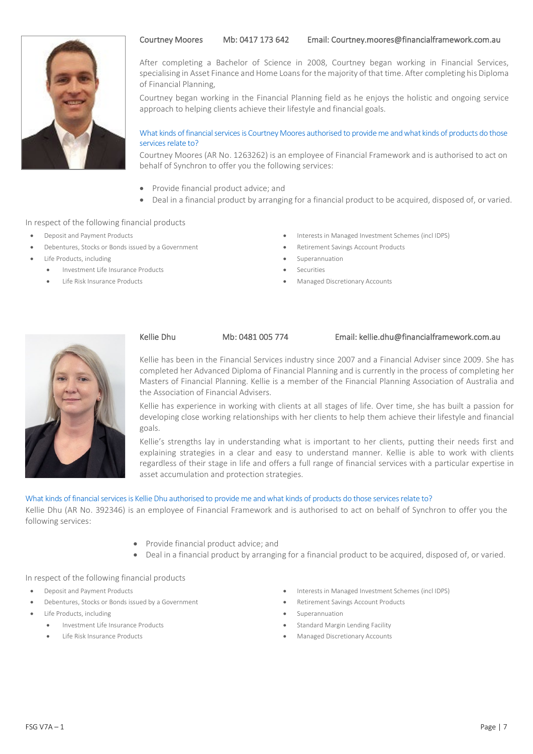Courtney Moores Mb: 0417 173 642 Email: Courtney.moores@financialframework.com.au

After completing a Bachelor of Science in 2008, Courtney began working in Financial Services, specialising in Asset Finance and Home Loans for the majority of that time. After completing his Diploma of Financial Planning,

Courtney began working in the Financial Planning field as he enjoys the holistic and ongoing service approach to helping clients achieve their lifestyle and financial goals.

### What kinds of financial services is Courtney Moores authorised to provide me and what kinds of products do those services relate to?

Courtney Moores (AR No. 1263262) is an employee of Financial Framework and is authorised to act on behalf of Synchron to offer you the following services:

- Provide financial product advice; and
- Deal in a financial product by arranging for a financial product to be acquired, disposed of, or varied.

In respect of the following financial products

- Deposit and Payment Products
- Debentures, Stocks or Bonds issued by a Government
- Life Products, including
  - Investment Life Insurance Products
  - Life Risk Insurance Products
- Interests in Managed Investment Schemes (incl IDPS)
- Retirement Savings Account Products
- Superannuation
- Securities
- Managed Discretionary Accounts

Kellie Dhu Mb: 0481 005 774 Email: kellie.dhu@financialframework.com.au

Kellie has been in the Financial Services industry since 2007 and a Financial Adviser since 2009. She has completed her Advanced Diploma of Financial Planning and is currently in the process of completing her Masters of Financial Planning. Kellie is a member of the Financial Planning Association of Australia and the Association of Financial Advisers.

Kellie has experience in working with clients at all stages of life. Over time, she has built a passion for developing close working relationships with her clients to help them achieve their lifestyle and financial goals.

Kellie's strengths lay in understanding what is important to her clients, putting their needs first and explaining strategies in a clear and easy to understand manner. Kellie is able to work with clients regardless of their stage in life and offers a full range of financial services with a particular expertise in asset accumulation and protection strategies.

### What kinds of financial services is Kellie Dhu authorised to provide me and what kinds of products do those services relate to?

Kellie Dhu (AR No. 392346) is an employee of Financial Framework and is authorised to act on behalf of Synchron to offer you the following services:

- Provide financial product advice; and
- Deal in a financial product by arranging for a financial product to be acquired, disposed of, or varied.

In respect of the following financial products

- Deposit and Payment Products
- Debentures, Stocks or Bonds issued by a Government
- Life Products, including
  - Investment Life Insurance Products
  - Life Risk Insurance Products
- Interests in Managed Investment Schemes (incl IDPS)
- Retirement Savings Account Products
- Superannuation
- Standard Margin Lending Facility
- Managed Discretionary Accounts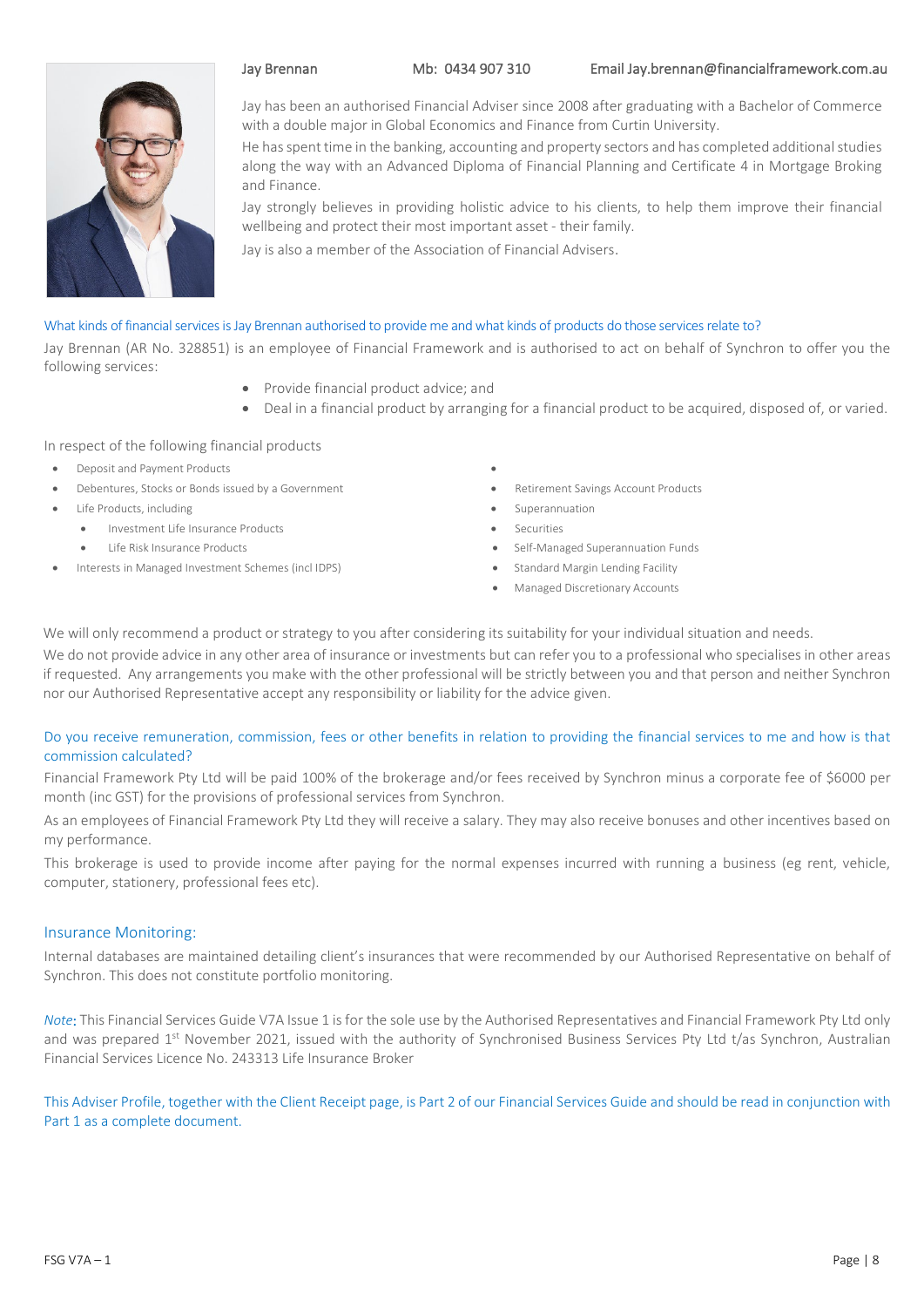Jay Brennan Mb: 0434 907 310 Email Jay.brennan@financialframework.com.au

Jay has been an authorised Financial Adviser since 2008 after graduating with a Bachelor of Commerce with a double major in Global Economics and Finance from Curtin University.

He has spent time in the banking, accounting and property sectors and has completed additional studies along the way with an Advanced Diploma of Financial Planning and Certificate 4 in Mortgage Broking and Finance.

Jay strongly believes in providing holistic advice to his clients, to help them improve their financial wellbeing and protect their most important asset - their family.

Jay is also a member of the Association of Financial Advisers.

## What kinds of financial services is Jay Brennan authorised to provide me and what kinds of products do those services relate to?

Jay Brennan (AR No. 328851) is an employee of Financial Framework and is authorised to act on behalf of Synchron to offer you the following services:

- Provide financial product advice; and
- Deal in a financial product by arranging for a financial product to be acquired, disposed of, or varied.

In respect of the following financial products

- Deposit and Payment Products
- Debentures, Stocks or Bonds issued by a Government
- Life Products, including
    - Investment Life Insurance Products
    - Life Risk Insurance Products
- Interests in Managed Investment Schemes (incl IDPS)
- Retirement Savings Account Products
- Superannuation
- Securities
- Self-Managed Superannuation Funds
- Standard Margin Lending Facility
- Managed Discretionary Accounts

We will only recommend a product or strategy to you after considering its suitability for your individual situation and needs.

We do not provide advice in any other area of insurance or investments but can refer you to a professional who specialises in other areas if requested. Any arrangements you make with the other professional will be strictly between you and that person and neither Synchron nor our Authorised Representative accept any responsibility or liability for the advice given.

## Do you receive remuneration, commission, fees or other benefits in relation to providing the financial services to me and how is that commission calculated?

Financial Framework Pty Ltd will be paid 100% of the brokerage and/or fees received by Synchron minus a corporate fee of $6000 per month (inc GST) for the provisions of professional services from Synchron.

As an employees of Financial Framework Pty Ltd they will receive a salary. They may also receive bonuses and other incentives based on my performance.

This brokerage is used to provide income after paying for the normal expenses incurred with running a business (eg rent, vehicle, computer, stationery, professional fees etc).

## Insurance Monitoring:

Internal databases are maintained detailing client's insurances that were recommended by our Authorised Representative on behalf of Synchron. This does not constitute portfolio monitoring.

*Note*: This Financial Services Guide V7A Issue 1 is for the sole use by the Authorised Representatives and Financial Framework Pty Ltd only and was prepared 1st November 2021, issued with the authority of Synchronised Business Services Pty Ltd t/as Synchron, Australian Financial Services Licence No. 243313 Life Insurance Broker

This Adviser Profile, together with the Client Receipt page, is Part 2 of our Financial Services Guide and should be read in conjunction with Part 1 as a complete document.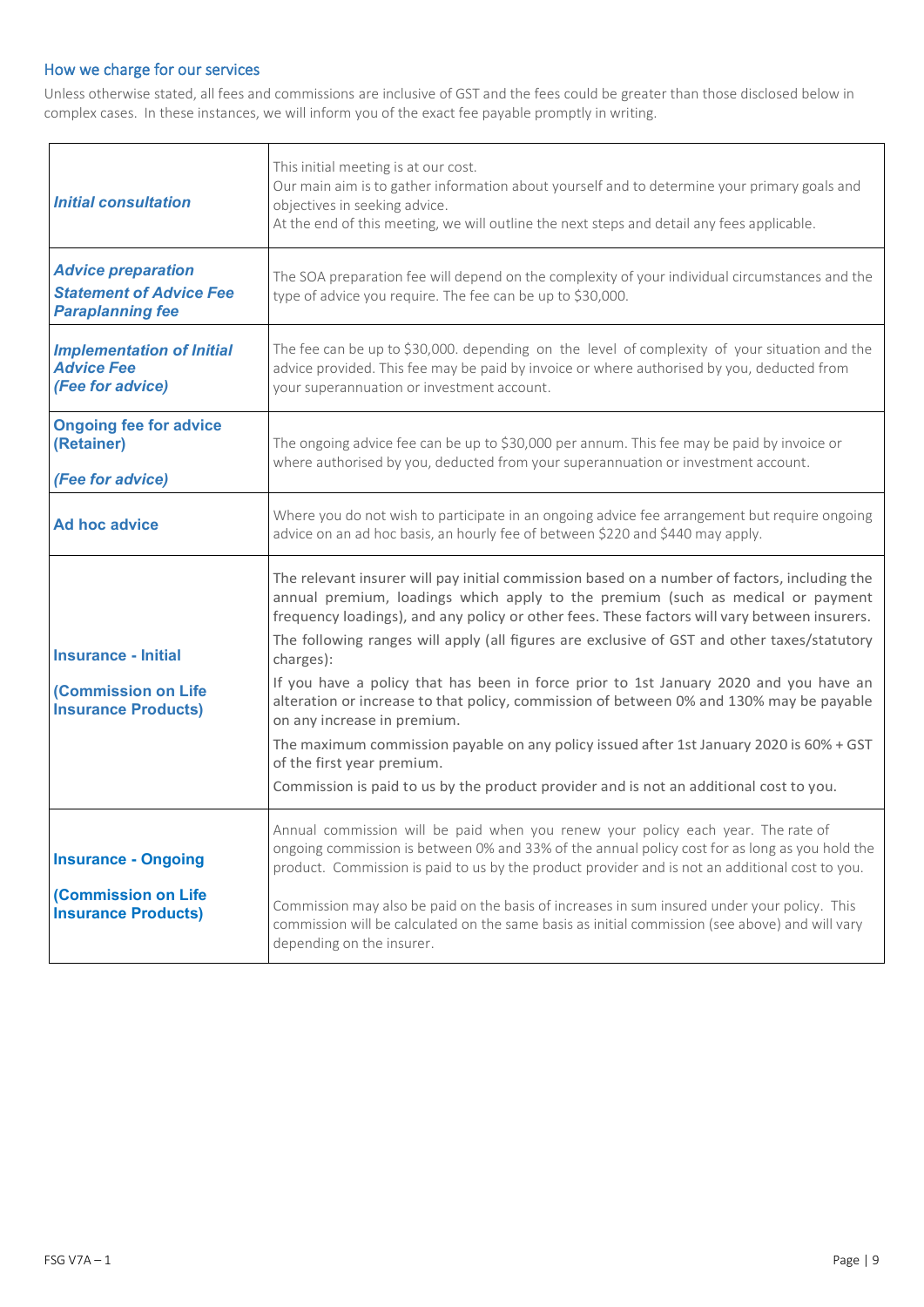## How we charge for our services

Unless otherwise stated, all fees and commissions are inclusive of GST and the fees could be greater than those disclosed below in complex cases. In these instances, we will inform you of the exact fee payable promptly in writing.

| | |
|---|---|
| ***Initial consultation*** | This initial meeting is at our cost.<br>Our main aim is to gather information about yourself and to determine your primary goals and objectives in seeking advice.<br>At the end of this meeting, we will outline the next steps and detail any fees applicable. |
| ***Advice preparation***<br>***Statement of Advice Fee***<br>***Paraplanning fee*** | The SOA preparation fee will depend on the complexity of your individual circumstances and the type of advice you require. The fee can be up to $30,000. |
| ***Implementation of Initial Advice Fee***<br>***(Fee for advice)*** | The fee can be up to $30,000. depending on the level of complexity of your situation and the advice provided. This fee may be paid by invoice or where authorised by you, deducted from your superannuation or investment account. |
| **Ongoing fee for advice (Retainer)**<br><br>***(Fee for advice)*** | The ongoing advice fee can be up to $30,000 per annum. This fee may be paid by invoice or where authorised by you, deducted from your superannuation or investment account. |
| **Ad hoc advice** | Where you do not wish to participate in an ongoing advice fee arrangement but require ongoing advice on an ad hoc basis, an hourly fee of between $220 and $440 may apply. |
| **Insurance - Initial**<br><br>**(Commission on Life Insurance Products)** | The relevant insurer will pay initial commission based on a number of factors, including the annual premium, loadings which apply to the premium (such as medical or payment frequency loadings), and any policy or other fees. These factors will vary between insurers.<br>The following ranges will apply (all figures are exclusive of GST and other taxes/statutory charges):<br>If you have a policy that has been in force prior to 1st January 2020 and you have an alteration or increase to that policy, commission of between 0% and 130% may be payable on any increase in premium.<br>The maximum commission payable on any policy issued after 1st January 2020 is 60% + GST of the first year premium.<br>Commission is paid to us by the product provider and is not an additional cost to you. |
| **Insurance - Ongoing**<br><br>**(Commission on Life Insurance Products)** | Annual commission will be paid when you renew your policy each year. The rate of ongoing commission is between 0% and 33% of the annual policy cost for as long as you hold the product. Commission is paid to us by the product provider and is not an additional cost to you.<br><br>Commission may also be paid on the basis of increases in sum insured under your policy. This commission will be calculated on the same basis as initial commission (see above) and will vary depending on the insurer. |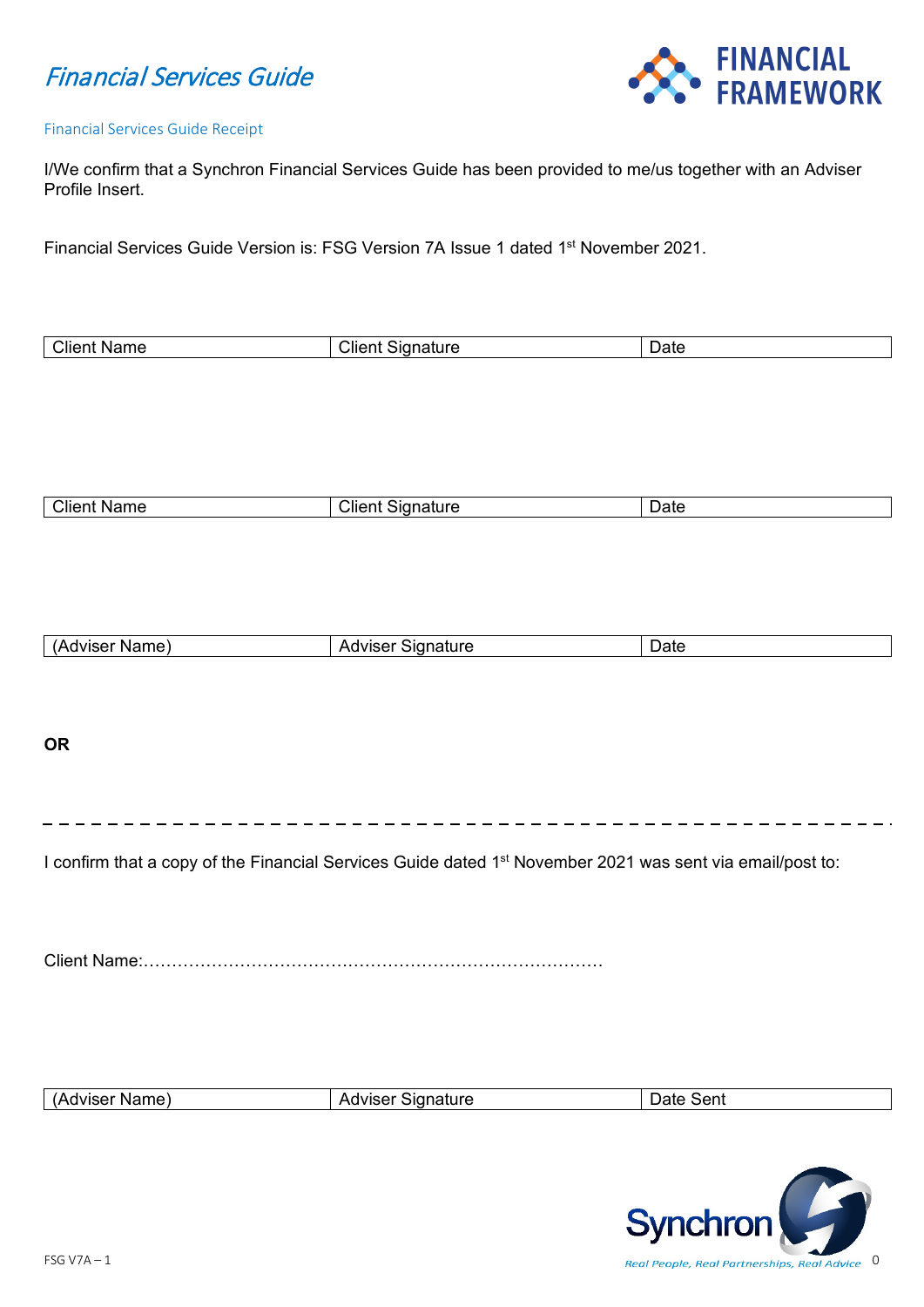# *Financial Services Guide*

## Financial Services Guide Receipt

I/We confirm that a Synchron Financial Services Guide has been provided to me/us together with an Adviser Profile Insert.

Financial Services Guide Version is: FSG Version 7A Issue 1 dated 1st November 2021.

| Client Name | Client Signature | Date |
|---|---|---|

| Client Name | Client Signature | Date |
|---|---|---|

| (Adviser Name) | Adviser Signature | Date |
|---|---|---|

**OR**

---

I confirm that a copy of the Financial Services Guide dated 1st November 2021 was sent via email/post to:

Client Name:…………………………………………………………………………

| (Adviser Name) | Adviser Signature | Date Sent |
|---|---|---|

FSG V7A – 1